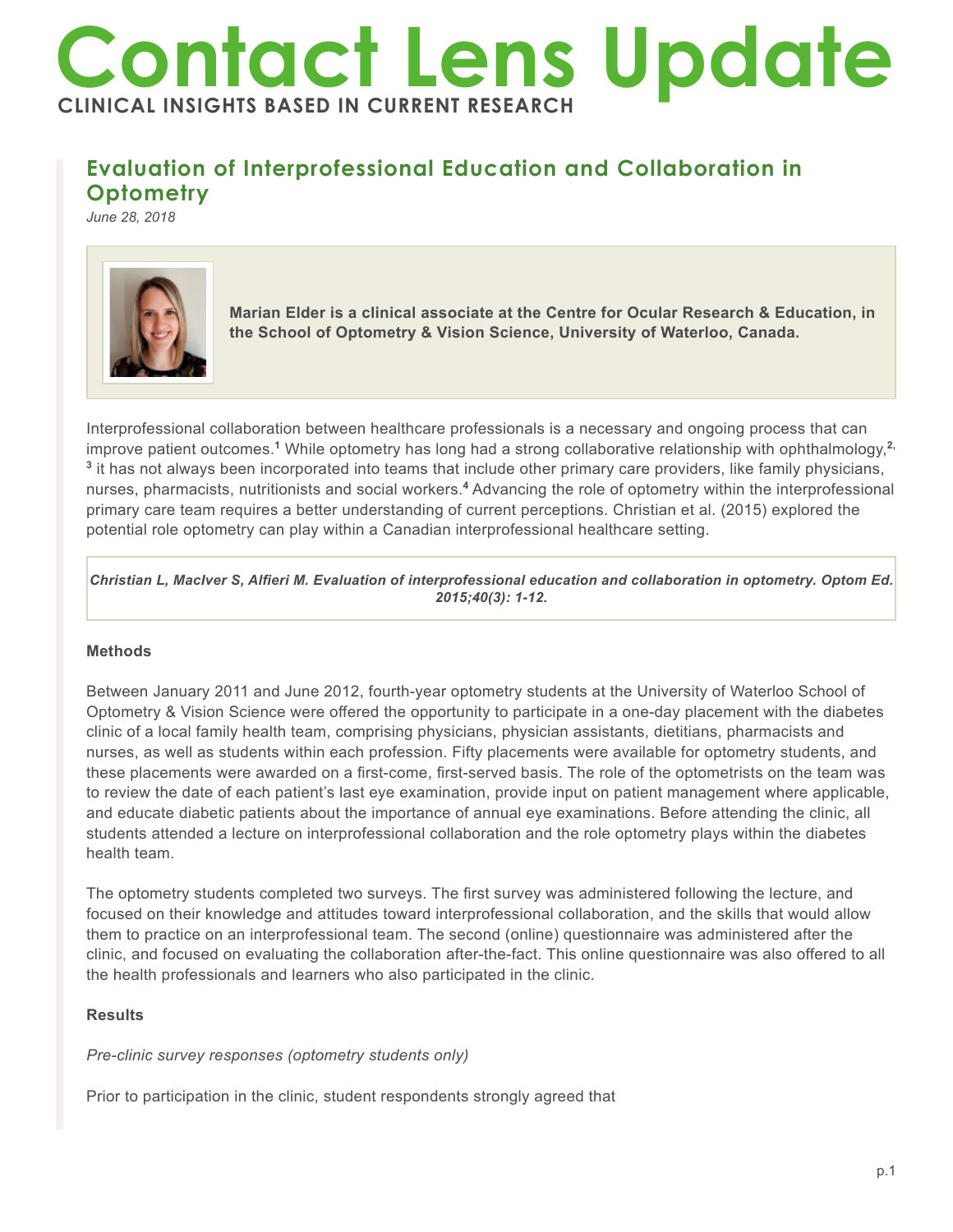# Contact Lens Update

**CLINICAL INSIGHTS BASED IN CURRENT RESEARCH**

## Evaluation of Interprofessional Education and Collaboration in Optometry

*June 28, 2018*

**Marian Elder is a clinical associate at the Centre for Ocular Research & Education, in the School of Optometry & Vision Science, University of Waterloo, Canada.**

Interprofessional collaboration between healthcare professionals is a necessary and ongoing process that can improve patient outcomes.[1] While optometry has long had a strong collaborative relationship with ophthalmology,[2,3] it has not always been incorporated into teams that include other primary care providers, like family physicians, nurses, pharmacists, nutritionists and social workers.[4] Advancing the role of optometry within the interprofessional primary care team requires a better understanding of current perceptions. Christian et al. (2015) explored the potential role optometry can play within a Canadian interprofessional healthcare setting.

***Christian L, MacIver S, Alfieri M. Evaluation of interprofessional education and collaboration in optometry. Optom Ed. 2015;40(3): 1-12.***

**Methods**

Between January 2011 and June 2012, fourth-year optometry students at the University of Waterloo School of Optometry & Vision Science were offered the opportunity to participate in a one-day placement with the diabetes clinic of a local family health team, comprising physicians, physician assistants, dietitians, pharmacists and nurses, as well as students within each profession. Fifty placements were available for optometry students, and these placements were awarded on a first-come, first-served basis. The role of the optometrists on the team was to review the date of each patient's last eye examination, provide input on patient management where applicable, and educate diabetic patients about the importance of annual eye examinations. Before attending the clinic, all students attended a lecture on interprofessional collaboration and the role optometry plays within the diabetes health team.

The optometry students completed two surveys. The first survey was administered following the lecture, and focused on their knowledge and attitudes toward interprofessional collaboration, and the skills that would allow them to practice on an interprofessional team. The second (online) questionnaire was administered after the clinic, and focused on evaluating the collaboration after-the-fact. This online questionnaire was also offered to all the health professionals and learners who also participated in the clinic.

**Results**

*Pre-clinic survey responses (optometry students only)*

Prior to participation in the clinic, student respondents strongly agreed that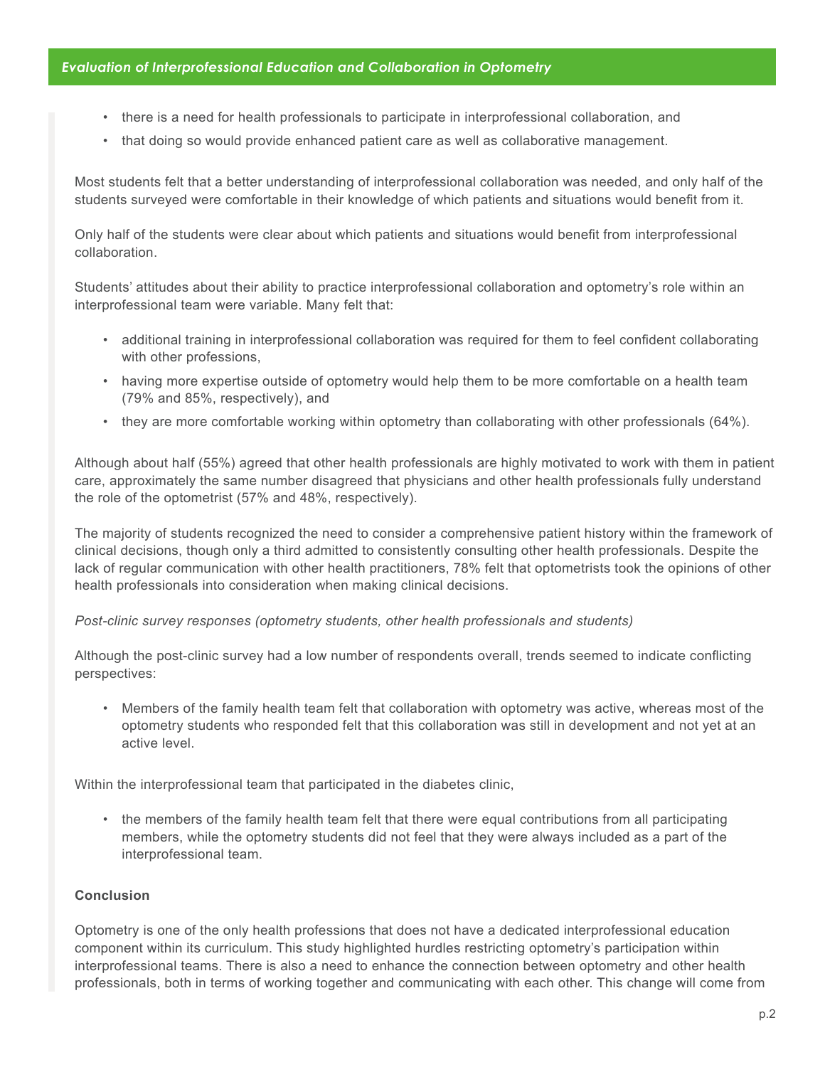- there is a need for health professionals to participate in interprofessional collaboration, and
- that doing so would provide enhanced patient care as well as collaborative management.

Most students felt that a better understanding of interprofessional collaboration was needed, and only half of the students surveyed were comfortable in their knowledge of which patients and situations would benefit from it.

Only half of the students were clear about which patients and situations would benefit from interprofessional collaboration.

Students' attitudes about their ability to practice interprofessional collaboration and optometry's role within an interprofessional team were variable. Many felt that:

- additional training in interprofessional collaboration was required for them to feel confident collaborating with other professions,
- having more expertise outside of optometry would help them to be more comfortable on a health team (79% and 85%, respectively), and
- they are more comfortable working within optometry than collaborating with other professionals (64%).

Although about half (55%) agreed that other health professionals are highly motivated to work with them in patient care, approximately the same number disagreed that physicians and other health professionals fully understand the role of the optometrist (57% and 48%, respectively).

The majority of students recognized the need to consider a comprehensive patient history within the framework of clinical decisions, though only a third admitted to consistently consulting other health professionals. Despite the lack of regular communication with other health practitioners, 78% felt that optometrists took the opinions of other health professionals into consideration when making clinical decisions.

*Post-clinic survey responses (optometry students, other health professionals and students)*

Although the post-clinic survey had a low number of respondents overall, trends seemed to indicate conflicting perspectives:

- Members of the family health team felt that collaboration with optometry was active, whereas most of the optometry students who responded felt that this collaboration was still in development and not yet at an active level.

Within the interprofessional team that participated in the diabetes clinic,

- the members of the family health team felt that there were equal contributions from all participating members, while the optometry students did not feel that they were always included as a part of the interprofessional team.

**Conclusion**

Optometry is one of the only health professions that does not have a dedicated interprofessional education component within its curriculum. This study highlighted hurdles restricting optometry's participation within interprofessional teams. There is also a need to enhance the connection between optometry and other health professionals, both in terms of working together and communicating with each other. This change will come from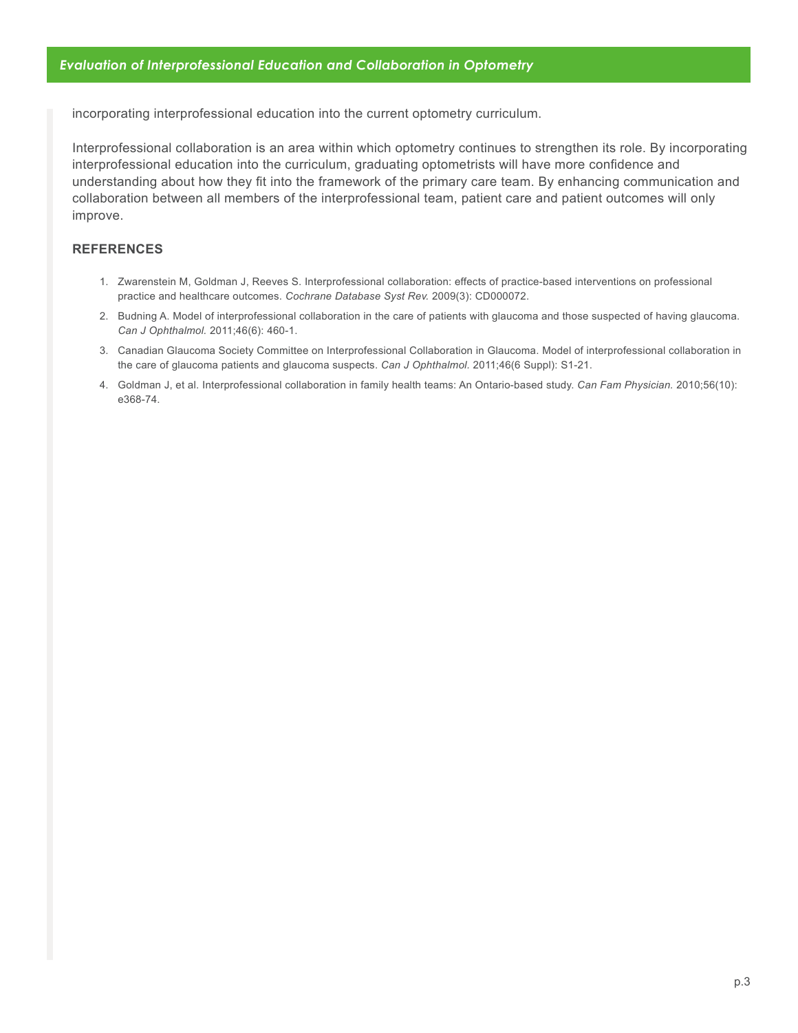incorporating interprofessional education into the current optometry curriculum.

Interprofessional collaboration is an area within which optometry continues to strengthen its role. By incorporating interprofessional education into the curriculum, graduating optometrists will have more confidence and understanding about how they fit into the framework of the primary care team. By enhancing communication and collaboration between all members of the interprofessional team, patient care and patient outcomes will only improve.

## REFERENCES

1. Zwarenstein M, Goldman J, Reeves S. Interprofessional collaboration: effects of practice-based interventions on professional practice and healthcare outcomes. *Cochrane Database Syst Rev.* 2009(3): CD000072.
2. Budning A. Model of interprofessional collaboration in the care of patients with glaucoma and those suspected of having glaucoma. *Can J Ophthalmol.* 2011;46(6): 460-1.
3. Canadian Glaucoma Society Committee on Interprofessional Collaboration in Glaucoma. Model of interprofessional collaboration in the care of glaucoma patients and glaucoma suspects. *Can J Ophthalmol.* 2011;46(6 Suppl): S1-21.
4. Goldman J, et al. Interprofessional collaboration in family health teams: An Ontario-based study. *Can Fam Physician.* 2010;56(10): e368-74.